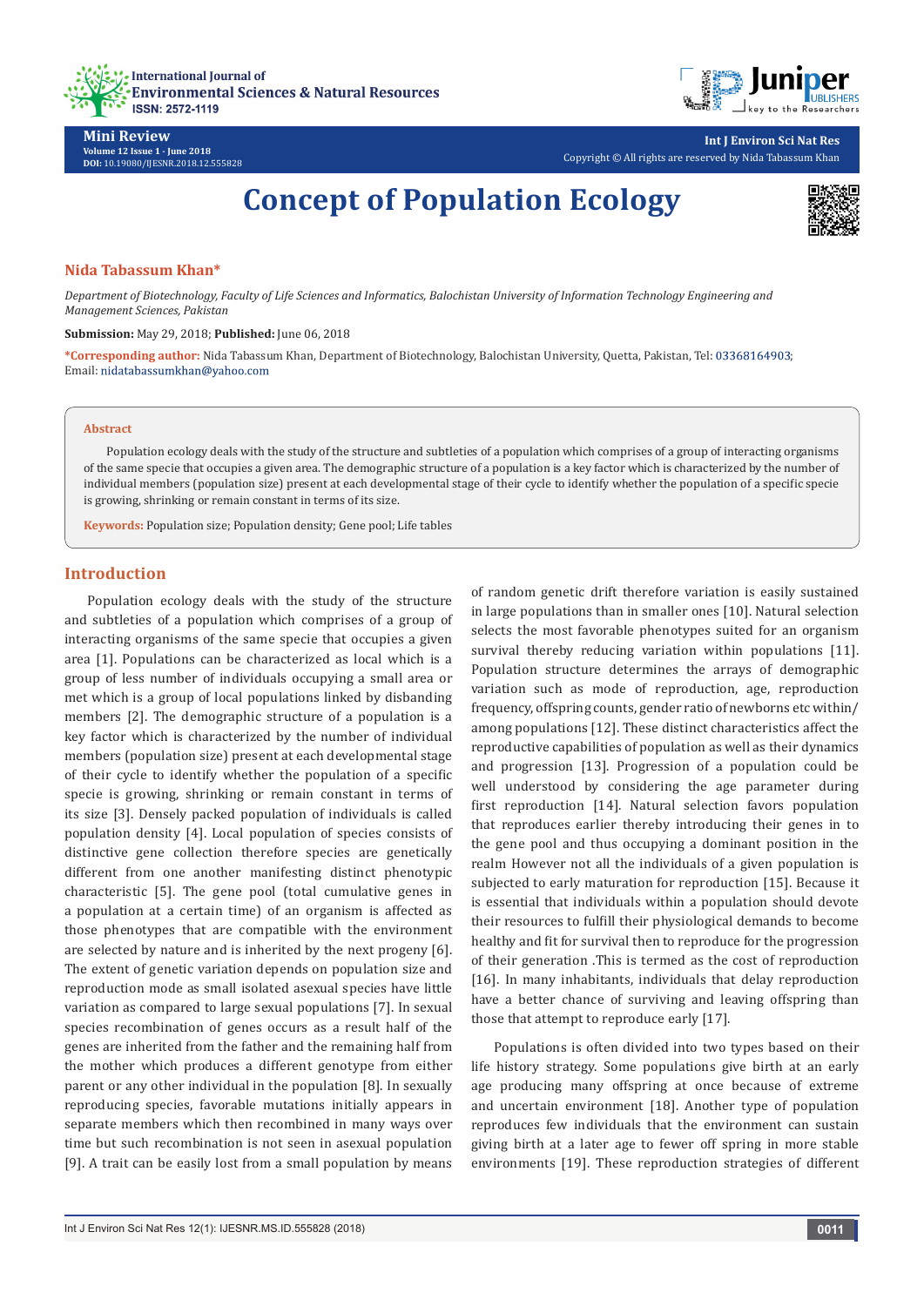Mini Review

Volume 12 Issue 1 - June 2018
DOI: 10.19080/IJESNR.2018.12.555828

Copyright © All rights are reserved by Nida Tabassum Khan

# Concept of Population Ecology

**Nida Tabassum Khan***

*Department of Biotechnology, Faculty of Life Sciences and Informatics, Balochistan University of Information Technology Engineering and Management Sciences, Pakistan*

**Submission:** May 29, 2018; **Published:** June 06, 2018

***Corresponding author:** Nida Tabassum Khan, Department of Biotechnology, Balochistan University, Quetta, Pakistan, Tel: 03368164903; Email: nidatabassumkhan@yahoo.com

## Abstract

Population ecology deals with the study of the structure and subtleties of a population which comprises of a group of interacting organisms of the same specie that occupies a given area. The demographic structure of a population is a key factor which is characterized by the number of individual members (population size) present at each developmental stage of their cycle to identify whether the population of a specific specie is growing, shrinking or remain constant in terms of its size.

**Keywords:** Population size; Population density; Gene pool; Life tables

## Introduction

Population ecology deals with the study of the structure and subtleties of a population which comprises of a group of interacting organisms of the same specie that occupies a given area [1]. Populations can be characterized as local which is a group of less number of individuals occupying a small area or met which is a group of local populations linked by disbanding members [2]. The demographic structure of a population is a key factor which is characterized by the number of individual members (population size) present at each developmental stage of their cycle to identify whether the population of a specific specie is growing, shrinking or remain constant in terms of its size [3]. Densely packed population of individuals is called population density [4]. Local population of species consists of distinctive gene collection therefore species are genetically different from one another manifesting distinct phenotypic characteristic [5]. The gene pool (total cumulative genes in a population at a certain time) of an organism is affected as those phenotypes that are compatible with the environment are selected by nature and is inherited by the next progeny [6]. The extent of genetic variation depends on population size and reproduction mode as small isolated asexual species have little variation as compared to large sexual populations [7]. In sexual species recombination of genes occurs as a result half of the genes are inherited from the father and the remaining half from the mother which produces a different genotype from either parent or any other individual in the population [8]. In sexually reproducing species, favorable mutations initially appears in separate members which then recombined in many ways over time but such recombination is not seen in asexual population [9]. A trait can be easily lost from a small population by means of random genetic drift therefore variation is easily sustained in large populations than in smaller ones [10]. Natural selection selects the most favorable phenotypes suited for an organism survival thereby reducing variation within populations [11]. Population structure determines the arrays of demographic variation such as mode of reproduction, age, reproduction frequency, offspring counts, gender ratio of newborns etc within/among populations [12]. These distinct characteristics affect the reproductive capabilities of population as well as their dynamics and progression [13]. Progression of a population could be well understood by considering the age parameter during first reproduction [14]. Natural selection favors population that reproduces earlier thereby introducing their genes in to the gene pool and thus occupying a dominant position in the realm However not all the individuals of a given population is subjected to early maturation for reproduction [15]. Because it is essential that individuals within a population should devote their resources to fulfill their physiological demands to become healthy and fit for survival then to reproduce for the progression of their generation .This is termed as the cost of reproduction [16]. In many inhabitants, individuals that delay reproduction have a better chance of surviving and leaving offspring than those that attempt to reproduce early [17].

Populations is often divided into two types based on their life history strategy. Some populations give birth at an early age producing many offspring at once because of extreme and uncertain environment [18]. Another type of population reproduces few individuals that the environment can sustain giving birth at a later age to fewer off spring in more stable environments [19]. These reproduction strategies of different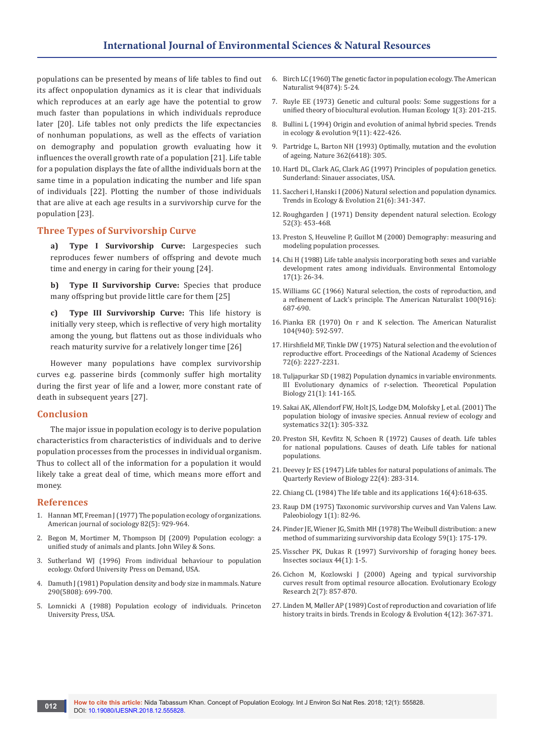populations can be presented by means of life tables to find out its affect onpopulation dynamics as it is clear that individuals which reproduces at an early age have the potential to grow much faster than populations in which individuals reproduce later [20]. Life tables not only predicts the life expectancies of nonhuman populations, as well as the effects of variation on demography and population growth evaluating how it influences the overall growth rate of a population [21]. Life table for a population displays the fate of allthe individuals born at the same time in a population indicating the number and life span of individuals [22]. Plotting the number of those individuals that are alive at each age results in a survivorship curve for the population [23].

## Three Types of Survivorship Curve

a) **Type I Survivorship Curve:** Largespecies such reproduces fewer numbers of offspring and devote much time and energy in caring for their young [24].

b) **Type II Survivorship Curve:** Species that produce many offspring but provide little care for them [25]

c) **Type III Survivorship Curve:** This life history is initially very steep, which is reflective of very high mortality among the young, but flattens out as those individuals who reach maturity survive for a relatively longer time [26]

However many populations have complex survivorship curves e.g. passerine birds (commonly suffer high mortality during the first year of life and a lower, more constant rate of death in subsequent years [27].

## Conclusion

The major issue in population ecology is to derive population characteristics from characteristics of individuals and to derive population processes from the processes in individual organism. Thus to collect all of the information for a population it would likely take a great deal of time, which means more effort and money.

## References

1. Hannan MT, Freeman J (1977) The population ecology of organizations. American journal of sociology 82(5): 929-964.
2. Begon M, Mortimer M, Thompson DJ (2009) Population ecology: a unified study of animals and plants. John Wiley & Sons.
3. Sutherland WJ (1996) From individual behaviour to population ecology. Oxford University Press on Demand, USA.
4. Damuth J (1981) Population density and body size in mammals. Nature 290(5808): 699-700.
5. Lomnicki A (1988) Population ecology of individuals. Princeton University Press, USA.
6. Birch LC (1960) The genetic factor in population ecology. The American Naturalist 94(874): 5-24.
7. Ruyle EE (1973) Genetic and cultural pools: Some suggestions for a unified theory of biocultural evolution. Human Ecology 1(3): 201-215.
8. Bullini L (1994) Origin and evolution of animal hybrid species. Trends in ecology & evolution 9(11): 422-426.
9. Partridge L, Barton NH (1993) Optimally, mutation and the evolution of ageing. Nature 362(6418): 305.
10. Hartl DL, Clark AG, Clark AG (1997) Principles of population genetics. Sunderland: Sinauer associates, USA.
11. Saccheri I, Hanski I (2006) Natural selection and population dynamics. Trends in Ecology & Evolution 21(6): 341-347.
12. Roughgarden J (1971) Density dependent natural selection. Ecology 52(3): 453-468.
13. Preston S, Heuveline P, Guillot M (2000) Demography: measuring and modeling population processes.
14. Chi H (1988) Life table analysis incorporating both sexes and variable development rates among individuals. Environmental Entomology 17(1): 26-34.
15. Williams GC (1966) Natural selection, the costs of reproduction, and a refinement of Lack's principle. The American Naturalist 100(916): 687-690.
16. Pianka ER (1970) On r and K selection. The American Naturalist 104(940): 592-597.
17. Hirshfield MF, Tinkle DW (1975) Natural selection and the evolution of reproductive effort. Proceedings of the National Academy of Sciences 72(6): 2227-2231.
18. Tuljapurkar SD (1982) Population dynamics in variable environments. III Evolutionary dynamics of r-selection. Theoretical Population Biology 21(1): 141-165.
19. Sakai AK, Allendorf FW, Holt JS, Lodge DM, Molofsky J, et al. (2001) The population biology of invasive species. Annual review of ecology and systematics 32(1): 305-332.
20. Preston SH, Kevfitz N, Schoen R (1972) Causes of death. Life tables for national populations. Causes of death. Life tables for national populations.
21. Deevey Jr ES (1947) Life tables for natural populations of animals. The Quarterly Review of Biology 22(4): 283-314.
22. Chiang CL (1984) The life table and its applications 16(4):618-635.
23. Raup DM (1975) Taxonomic survivorship curves and Van Valens Law. Paleobiology 1(1): 82-96.
24. Pinder JE, Wiener JG, Smith MH (1978) The Weibull distribution: a new method of summarizing survivorship data Ecology 59(1): 175-179.
25. Visscher PK, Dukas R (1997) Survivorship of foraging honey bees. Insectes sociaux 44(1): 1-5.
26. Cichon M, Kozlowski J (2000) Ageing and typical survivorship curves result from optimal resource allocation. Evolutionary Ecology Research 2(7): 857-870.
27. Linden M, Møller AP (1989) Cost of reproduction and covariation of life history traits in birds. Trends in Ecology & Evolution 4(12): 367-371.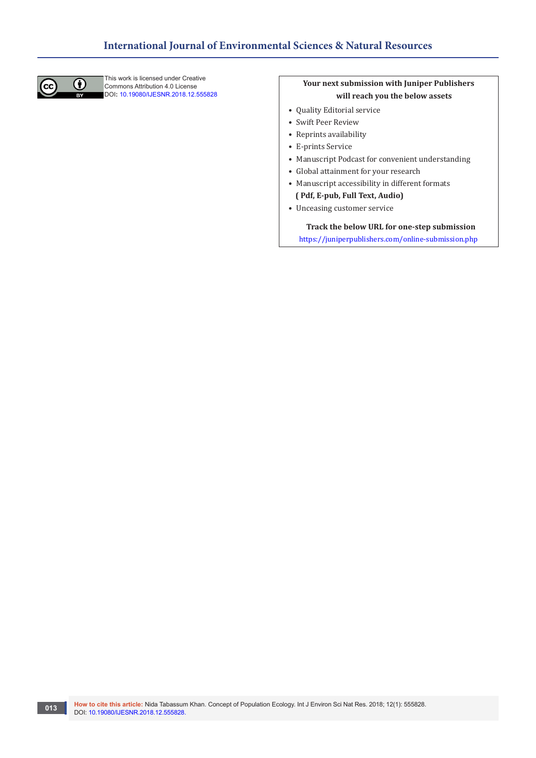This work is licensed under Creative Commons Attribution 4.0 License
DOI: 10.19080/IJESNR.2018.12.555828

**Your next submission with Juniper Publishers will reach you the below assets**

- Quality Editorial service
- Swift Peer Review
- Reprints availability
- E-prints Service
- Manuscript Podcast for convenient understanding
- Global attainment for your research
- Manuscript accessibility in different formats
  **( Pdf, E-pub, Full Text, Audio)**
- Unceasing customer service

**Track the below URL for one-step submission**
https://juniperpublishers.com/online-submission.php

**How to cite this article:** Nida Tabassum Khan. Concept of Population Ecology. Int J Environ Sci Nat Res. 2018; 12(1): 555828. DOI: 10.19080/IJESNR.2018.12.555828.